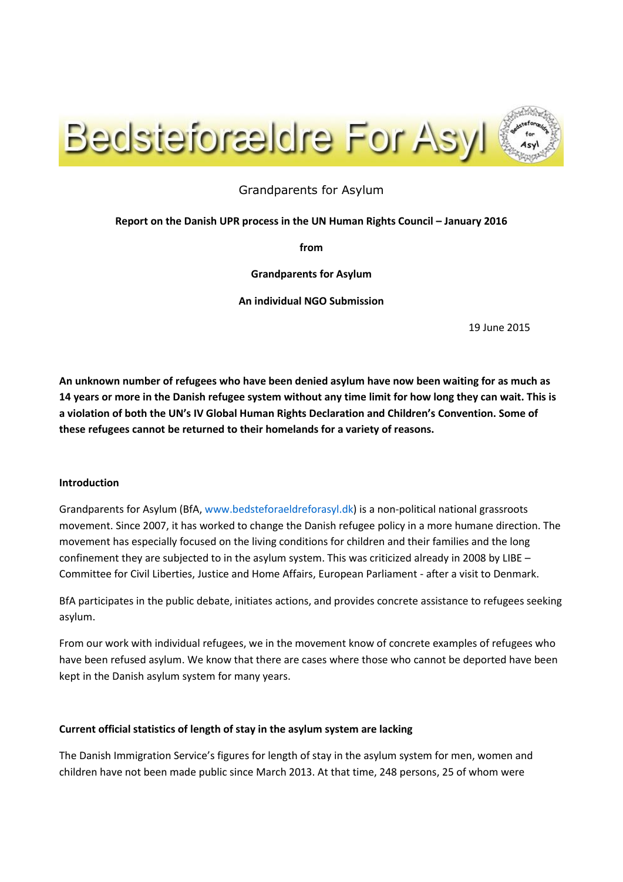# Bedsteforældre For Asyl

Grandparents for Asylum

**Report on the Danish UPR process in the UN Human Rights Council – January 2016**

**from**

**Grandparents for Asylum**

**An individual NGO Submission**

19 June 2015

**An unknown number of refugees who have been denied asylum have now been waiting for as much as 14 years or more in the Danish refugee system without any time limit for how long they can wait. This is a violation of both the UN's IV Global Human Rights Declaration and Children's Convention. Some of these refugees cannot be returned to their homelands for a variety of reasons.**

### Introduction

Grandparents for Asylum (BfA, www.bedsteforaeldreforasyl.dk) is a non-political national grassroots movement. Since 2007, it has worked to change the Danish refugee policy in a more humane direction. The movement has especially focused on the living conditions for children and their families and the long confinement they are subjected to in the asylum system. This was criticized already in 2008 by LIBE – Committee for Civil Liberties, Justice and Home Affairs, European Parliament - after a visit to Denmark.

BfA participates in the public debate, initiates actions, and provides concrete assistance to refugees seeking asylum.

From our work with individual refugees, we in the movement know of concrete examples of refugees who have been refused asylum. We know that there are cases where those who cannot be deported have been kept in the Danish asylum system for many years.

### Current official statistics of length of stay in the asylum system are lacking

The Danish Immigration Service's figures for length of stay in the asylum system for men, women and children have not been made public since March 2013. At that time, 248 persons, 25 of whom were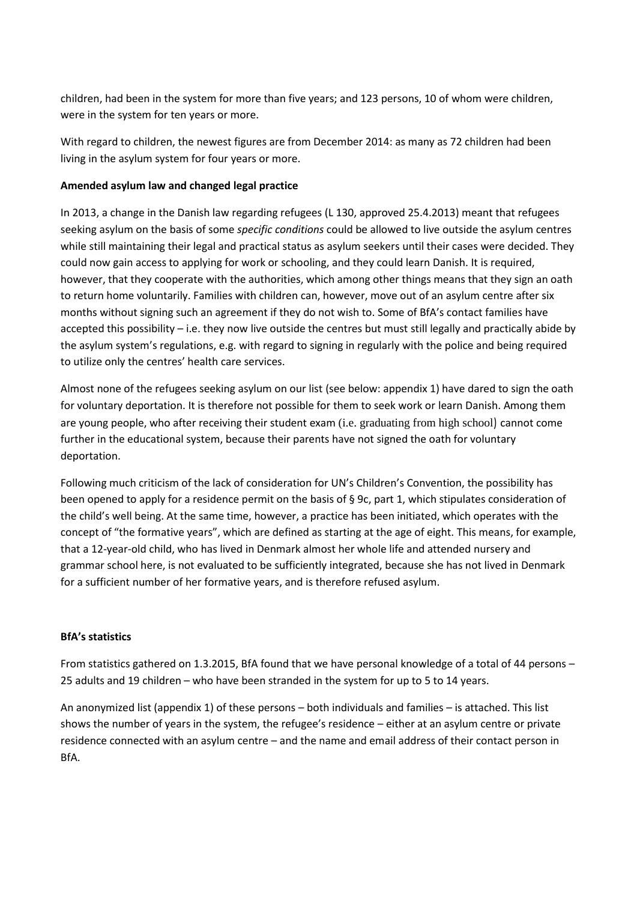children, had been in the system for more than five years; and 123 persons, 10 of whom were children, were in the system for ten years or more.

With regard to children, the newest figures are from December 2014: as many as 72 children had been living in the asylum system for four years or more.

**Amended asylum law and changed legal practice**

In 2013, a change in the Danish law regarding refugees (L 130, approved 25.4.2013) meant that refugees seeking asylum on the basis of some *specific conditions* could be allowed to live outside the asylum centres while still maintaining their legal and practical status as asylum seekers until their cases were decided. They could now gain access to applying for work or schooling, and they could learn Danish. It is required, however, that they cooperate with the authorities, which among other things means that they sign an oath to return home voluntarily. Families with children can, however, move out of an asylum centre after six months without signing such an agreement if they do not wish to. Some of BfA's contact families have accepted this possibility – i.e. they now live outside the centres but must still legally and practically abide by the asylum system's regulations, e.g. with regard to signing in regularly with the police and being required to utilize only the centres' health care services.

Almost none of the refugees seeking asylum on our list (see below: appendix 1) have dared to sign the oath for voluntary deportation. It is therefore not possible for them to seek work or learn Danish. Among them are young people, who after receiving their student exam (i.e. graduating from high school) cannot come further in the educational system, because their parents have not signed the oath for voluntary deportation.

Following much criticism of the lack of consideration for UN's Children's Convention, the possibility has been opened to apply for a residence permit on the basis of § 9c, part 1, which stipulates consideration of the child's well being. At the same time, however, a practice has been initiated, which operates with the concept of "the formative years", which are defined as starting at the age of eight. This means, for example, that a 12-year-old child, who has lived in Denmark almost her whole life and attended nursery and grammar school here, is not evaluated to be sufficiently integrated, because she has not lived in Denmark for a sufficient number of her formative years, and is therefore refused asylum.

**BfA's statistics**

From statistics gathered on 1.3.2015, BfA found that we have personal knowledge of a total of 44 persons – 25 adults and 19 children – who have been stranded in the system for up to 5 to 14 years.

An anonymized list (appendix 1) of these persons – both individuals and families – is attached. This list shows the number of years in the system, the refugee's residence – either at an asylum centre or private residence connected with an asylum centre – and the name and email address of their contact person in BfA.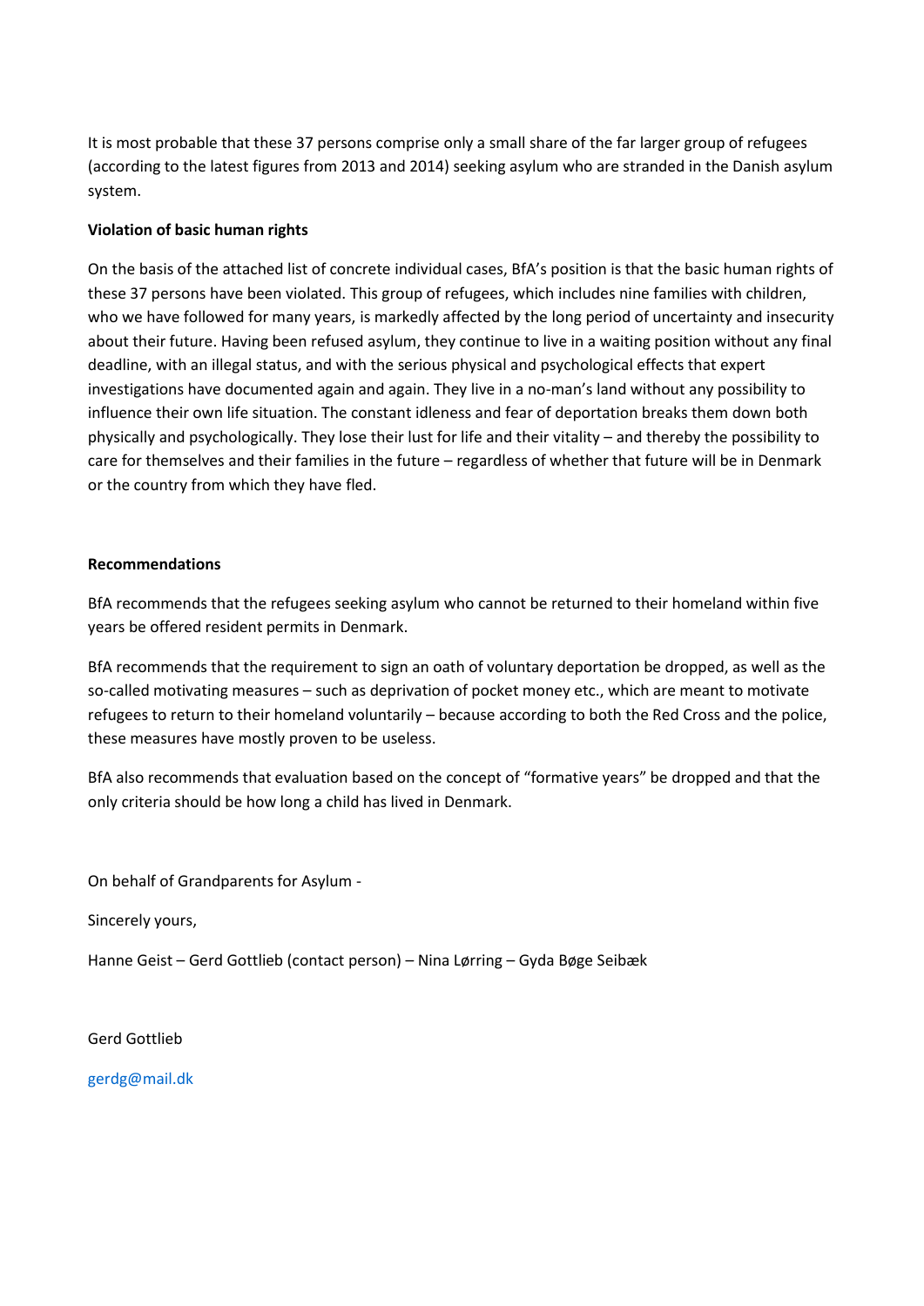It is most probable that these 37 persons comprise only a small share of the far larger group of refugees (according to the latest figures from 2013 and 2014) seeking asylum who are stranded in the Danish asylum system.

**Violation of basic human rights**

On the basis of the attached list of concrete individual cases, BfA's position is that the basic human rights of these 37 persons have been violated. This group of refugees, which includes nine families with children, who we have followed for many years, is markedly affected by the long period of uncertainty and insecurity about their future. Having been refused asylum, they continue to live in a waiting position without any final deadline, with an illegal status, and with the serious physical and psychological effects that expert investigations have documented again and again. They live in a no-man's land without any possibility to influence their own life situation. The constant idleness and fear of deportation breaks them down both physically and psychologically. They lose their lust for life and their vitality – and thereby the possibility to care for themselves and their families in the future – regardless of whether that future will be in Denmark or the country from which they have fled.

**Recommendations**

BfA recommends that the refugees seeking asylum who cannot be returned to their homeland within five years be offered resident permits in Denmark.

BfA recommends that the requirement to sign an oath of voluntary deportation be dropped, as well as the so-called motivating measures – such as deprivation of pocket money etc., which are meant to motivate refugees to return to their homeland voluntarily – because according to both the Red Cross and the police, these measures have mostly proven to be useless.

BfA also recommends that evaluation based on the concept of "formative years" be dropped and that the only criteria should be how long a child has lived in Denmark.

On behalf of Grandparents for Asylum -

Sincerely yours,

Hanne Geist – Gerd Gottlieb (contact person) – Nina Lørring – Gyda Bøge Seibæk

Gerd Gottlieb

gerdg@mail.dk